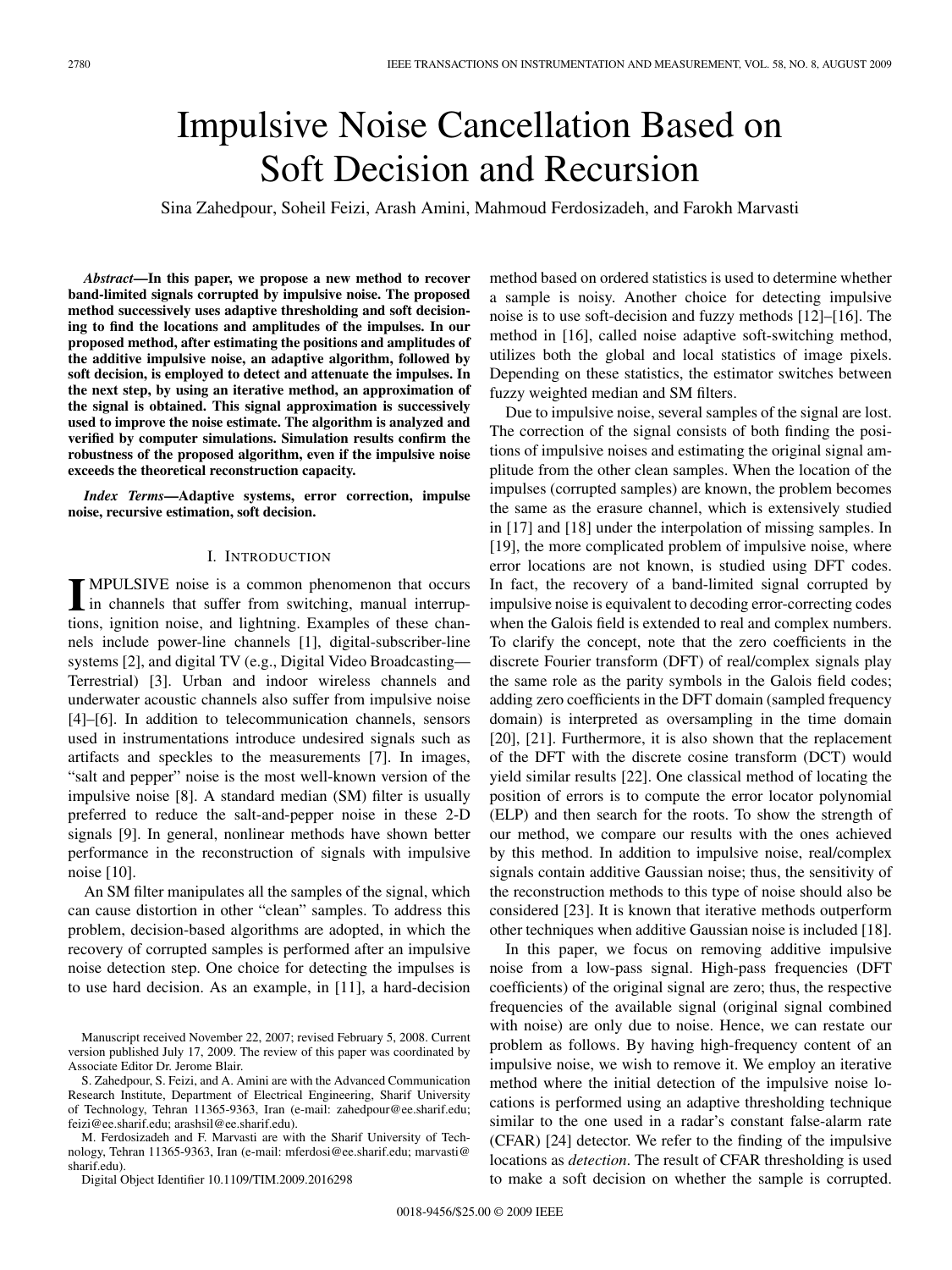# Impulsive Noise Cancellation Based on Soft Decision and Recursion

Sina Zahedpour, Soheil Feizi, Arash Amini, Mahmoud Ferdosizadeh, and Farokh Marvasti

***Abstract*—In this paper, we propose a new method to recover band-limited signals corrupted by impulsive noise. The proposed method successively uses adaptive thresholding and soft decisioning to find the locations and amplitudes of the impulses. In our proposed method, after estimating the positions and amplitudes of the additive impulsive noise, an adaptive algorithm, followed by soft decision, is employed to detect and attenuate the impulses. In the next step, by using an iterative method, an approximation of the signal is obtained. This signal approximation is successively used to improve the noise estimate. The algorithm is analyzed and verified by computer simulations. Simulation results confirm the robustness of the proposed algorithm, even if the impulsive noise exceeds the theoretical reconstruction capacity.**

***Index Terms*—Adaptive systems, error correction, impulse noise, recursive estimation, soft decision.**

## I. Introduction

Impulsive noise is a common phenomenon that occurs in channels that suffer from switching, manual interruptions, ignition noise, and lightning. Examples of these channels include power-line channels [1], digital-subscriber-line systems [2], and digital TV (e.g., Digital Video Broadcasting—Terrestrial) [3]. Urban and indoor wireless channels and underwater acoustic channels also suffer from impulsive noise [4]–[6]. In addition to telecommunication channels, sensors used in instrumentations introduce undesired signals such as artifacts and speckles to the measurements [7]. In images, "salt and pepper" noise is the most well-known version of the impulsive noise [8]. A standard median (SM) filter is usually preferred to reduce the salt-and-pepper noise in these 2-D signals [9]. In general, nonlinear methods have shown better performance in the reconstruction of signals with impulsive noise [10].

An SM filter manipulates all the samples of the signal, which can cause distortion in other "clean" samples. To address this problem, decision-based algorithms are adopted, in which the recovery of corrupted samples is performed after an impulsive noise detection step. One choice for detecting the impulses is to use hard decision. As an example, in [11], a hard-decision method based on ordered statistics is used to determine whether a sample is noisy. Another choice for detecting impulsive noise is to use soft-decision and fuzzy methods [12]–[16]. The method in [16], called noise adaptive soft-switching method, utilizes both the global and local statistics of image pixels. Depending on these statistics, the estimator switches between fuzzy weighted median and SM filters.

Due to impulsive noise, several samples of the signal are lost. The correction of the signal consists of both finding the positions of impulsive noises and estimating the original signal amplitude from the other clean samples. When the location of the impulses (corrupted samples) are known, the problem becomes the same as the erasure channel, which is extensively studied in [17] and [18] under the interpolation of missing samples. In [19], the more complicated problem of impulsive noise, where error locations are not known, is studied using DFT codes. In fact, the recovery of a band-limited signal corrupted by impulsive noise is equivalent to decoding error-correcting codes when the Galois field is extended to real and complex numbers. To clarify the concept, note that the zero coefficients in the discrete Fourier transform (DFT) of real/complex signals play the same role as the parity symbols in the Galois field codes; adding zero coefficients in the DFT domain (sampled frequency domain) is interpreted as oversampling in the time domain [20], [21]. Furthermore, it is also shown that the replacement of the DFT with the discrete cosine transform (DCT) would yield similar results [22]. One classical method of locating the position of errors is to compute the error locator polynomial (ELP) and then search for the roots. To show the strength of our method, we compare our results with the ones achieved by this method. In addition to impulsive noise, real/complex signals contain additive Gaussian noise; thus, the sensitivity of the reconstruction methods to this type of noise should also be considered [23]. It is known that iterative methods outperform other techniques when additive Gaussian noise is included [18].

In this paper, we focus on removing additive impulsive noise from a low-pass signal. High-pass frequencies (DFT coefficients) of the original signal are zero; thus, the respective frequencies of the available signal (original signal combined with noise) are only due to noise. Hence, we can restate our problem as follows. By having high-frequency content of an impulsive noise, we wish to remove it. We employ an iterative method where the initial detection of the impulsive noise locations is performed using an adaptive thresholding technique similar to the one used in a radar's constant false-alarm rate (CFAR) [24] detector. We refer to the finding of the impulsive locations as *detection*. The result of CFAR thresholding is used to make a soft decision on whether the sample is corrupted.

Manuscript received November 22, 2007; revised February 5, 2008. Current version published July 17, 2009. The review of this paper was coordinated by Associate Editor Dr. Jerome Blair.

S. Zahedpour, S. Feizi, and A. Amini are with the Advanced Communication Research Institute, Department of Electrical Engineering, Sharif University of Technology, Tehran 11365-9363, Iran (e-mail: zahedpour@ee.sharif.edu; feizi@ee.sharif.edu; arashsil@ee.sharif.edu).

M. Ferdosizadeh and F. Marvasti are with the Sharif University of Technology, Tehran 11365-9363, Iran (e-mail: mferdosi@ee.sharif.edu; marvasti@sharif.edu).

Digital Object Identifier 10.1109/TIM.2009.2016298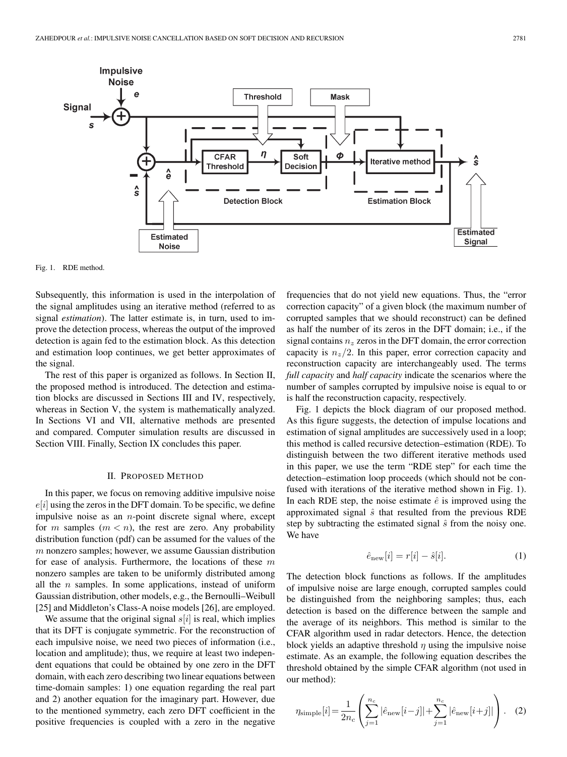Impulsive
Noise
e
Signal
s
Threshold
Mask
η
Φ
CFAR Threshold
Soft Decision
Iterative method
ŝ
ê
ŝ
Detection Block
Estimation Block
Estimated Noise
Estimated Signal

Fig. 1. RDE method.

Subsequently, this information is used in the interpolation of the signal amplitudes using an iterative method (referred to as signal *estimation*). The latter estimate is, in turn, used to improve the detection process, whereas the output of the improved detection is again fed to the estimation block. As this detection and estimation loop continues, we get better approximates of the signal.

The rest of this paper is organized as follows. In Section II, the proposed method is introduced. The detection and estimation blocks are discussed in Sections III and IV, respectively, whereas in Section V, the system is mathematically analyzed. In Sections VI and VII, alternative methods are presented and compared. Computer simulation results are discussed in Section VIII. Finally, Section IX concludes this paper.

## II. Proposed Method

In this paper, we focus on removing additive impulsive noise $e[i]$ using the zeros in the DFT domain. To be specific, we define impulsive noise as an $n$-point discrete signal where, except for $m$ samples ($m < n$), the rest are zero. Any probability distribution function (pdf) can be assumed for the values of the $m$ nonzero samples; however, we assume Gaussian distribution for ease of analysis. Furthermore, the locations of these $m$ nonzero samples are taken to be uniformly distributed among all the $n$ samples. In some applications, instead of uniform Gaussian distribution, other models, e.g., the Bernoulli–Weibull [25] and Middleton's Class-A noise models [26], are employed.

We assume that the original signal $s[i]$ is real, which implies that its DFT is conjugate symmetric. For the reconstruction of each impulsive noise, we need two pieces of information (i.e., location and amplitude); thus, we require at least two independent equations that could be obtained by one zero in the DFT domain, with each zero describing two linear equations between time-domain samples: 1) one equation regarding the real part and 2) another equation for the imaginary part. However, due to the mentioned symmetry, each zero DFT coefficient in the positive frequencies is coupled with a zero in the negative frequencies that do not yield new equations. Thus, the "error correction capacity" of a given block (the maximum number of corrupted samples that we should reconstruct) can be defined as half the number of its zeros in the DFT domain; i.e., if the signal contains $n_z$ zeros in the DFT domain, the error correction capacity is $n_z/2$. In this paper, error correction capacity and reconstruction capacity are interchangeably used. The terms *full capacity* and *half capacity* indicate the scenarios where the number of samples corrupted by impulsive noise is equal to or is half the reconstruction capacity, respectively.

Fig. 1 depicts the block diagram of our proposed method. As this figure suggests, the detection of impulse locations and estimation of signal amplitudes are successively used in a loop; this method is called recursive detection–estimation (RDE). To distinguish between the two different iterative methods used in this paper, we use the term "RDE step" for each time the detection–estimation loop proceeds (which should not be confused with iterations of the iterative method shown in Fig. 1). In each RDE step, the noise estimate $\hat{e}$ is improved using the approximated signal $\hat{s}$ that resulted from the previous RDE step by subtracting the estimated signal $\hat{s}$ from the noisy one. We have

$$\hat{e}_{\text{new}}[i] = r[i] - \hat{s}[i]. \tag{1}$$

The detection block functions as follows. If the amplitudes of impulsive noise are large enough, corrupted samples could be distinguished from the neighboring samples; thus, each detection is based on the difference between the sample and the average of its neighbors. This method is similar to the CFAR algorithm used in radar detectors. Hence, the detection block yields an adaptive threshold $\eta$ using the impulsive noise estimate. As an example, the following equation describes the threshold obtained by the simple CFAR algorithm (not used in our method):

$$\eta_{\text{simple}}[i] = \frac{1}{2n_c}\left(\sum_{j=1}^{n_c}|\hat{e}_{\text{new}}[i-j]| + \sum_{j=1}^{n_c}|\hat{e}_{\text{new}}[i+j]|\right). \tag{2}$$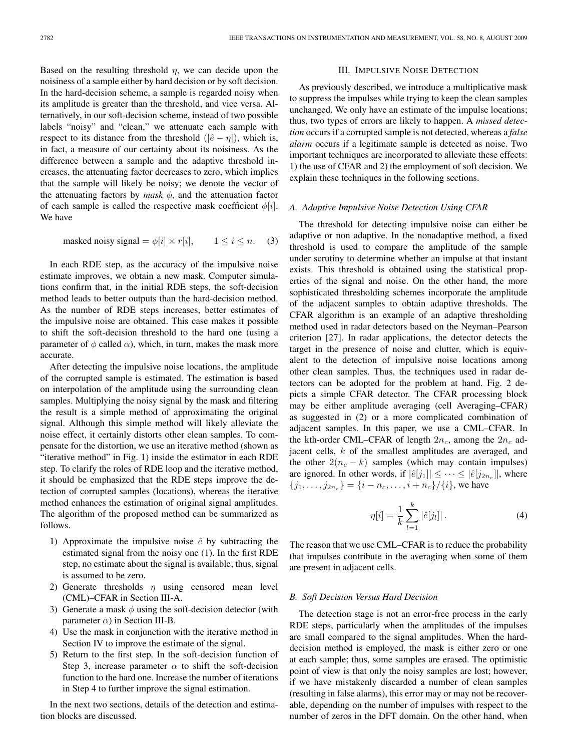Based on the resulting threshold $\eta$, we can decide upon the noisiness of a sample either by hard decision or by soft decision. In the hard-decision scheme, a sample is regarded noisy when its amplitude is greater than the threshold, and vice versa. Alternatively, in our soft-decision scheme, instead of two possible labels "noisy" and "clean," we attenuate each sample with respect to its distance from the threshold ($|\hat{e} - \eta|$), which is, in fact, a measure of our certainty about its noisiness. As the difference between a sample and the adaptive threshold increases, the attenuating factor decreases to zero, which implies that the sample will likely be noisy; we denote the vector of the attenuating factors by *mask* $\phi$, and the attenuation factor of each sample is called the respective mask coefficient $\phi[i]$. We have

$$\text{masked noisy signal} = \phi[i] \times r[i], \qquad 1 \le i \le n. \quad (3)$$

In each RDE step, as the accuracy of the impulsive noise estimate improves, we obtain a new mask. Computer simulations confirm that, in the initial RDE steps, the soft-decision method leads to better outputs than the hard-decision method. As the number of RDE steps increases, better estimates of the impulsive noise are obtained. This case makes it possible to shift the soft-decision threshold to the hard one (using a parameter of $\phi$ called $\alpha$), which, in turn, makes the mask more accurate.

After detecting the impulsive noise locations, the amplitude of the corrupted sample is estimated. The estimation is based on interpolation of the amplitude using the surrounding clean samples. Multiplying the noisy signal by the mask and filtering the result is a simple method of approximating the original signal. Although this simple method will likely alleviate the noise effect, it certainly distorts other clean samples. To compensate for the distortion, we use an iterative method (shown as "iterative method" in Fig. 1) inside the estimator in each RDE step. To clarify the roles of RDE loop and the iterative method, it should be emphasized that the RDE steps improve the detection of corrupted samples (locations), whereas the iterative method enhances the estimation of original signal amplitudes. The algorithm of the proposed method can be summarized as follows.

1) Approximate the impulsive noise $\hat{e}$ by subtracting the estimated signal from the noisy one (1). In the first RDE step, no estimate about the signal is available; thus, signal is assumed to be zero.
2) Generate thresholds $\eta$ using censored mean level (CML)–CFAR in Section III-A.
3) Generate a mask $\phi$ using the soft-decision detector (with parameter $\alpha$) in Section III-B.
4) Use the mask in conjunction with the iterative method in Section IV to improve the estimate of the signal.
5) Return to the first step. In the soft-decision function of Step 3, increase parameter $\alpha$ to shift the soft-decision function to the hard one. Increase the number of iterations in Step 4 to further improve the signal estimation.

In the next two sections, details of the detection and estimation blocks are discussed.

## III. Impulsive Noise Detection

As previously described, we introduce a multiplicative mask to suppress the impulses while trying to keep the clean samples unchanged. We only have an estimate of the impulse locations; thus, two types of errors are likely to happen. A *missed detection* occurs if a corrupted sample is not detected, whereas a *false alarm* occurs if a legitimate sample is detected as noise. Two important techniques are incorporated to alleviate these effects: 1) the use of CFAR and 2) the employment of soft decision. We explain these techniques in the following sections.

### A. Adaptive Impulsive Noise Detection Using CFAR

The threshold for detecting impulsive noise can either be adaptive or non adaptive. In the nonadaptive method, a fixed threshold is used to compare the amplitude of the sample under scrutiny to determine whether an impulse at that instant exists. This threshold is obtained using the statistical properties of the signal and noise. On the other hand, the more sophisticated thresholding schemes incorporate the amplitude of the adjacent samples to obtain adaptive thresholds. The CFAR algorithm is an example of an adaptive thresholding method used in radar detectors based on the Neyman–Pearson criterion [27]. In radar applications, the detector detects the target in the presence of noise and clutter, which is equivalent to the detection of impulsive noise locations among other clean samples. Thus, the techniques used in radar detectors can be adopted for the problem at hand. Fig. 2 depicts a simple CFAR detector. The CFAR processing block may be either amplitude averaging (cell Averaging–CFAR) as suggested in (2) or a more complicated combination of adjacent samples. In this paper, we use a CML–CFAR. In the kth-order CML–CFAR of length $2n_c$, among the $2n_c$ adjacent cells, $k$ of the smallest amplitudes are averaged, and the other $2(n_c - k)$ samples (which may contain impulses) are ignored. In other words, if $|\hat{e}[j_1]| \le \cdots \le |\hat{e}[j_{2n_c}]|$, where $\{j_1, \ldots, j_{2n_c}\} = \{i - n_c, \ldots, i + n_c\}/\{i\}$, we have

$$\eta[i] = \frac{1}{k} \sum_{l=1}^{k} |\hat{e}[j_l]| \,. \quad (4)$$

The reason that we use CML–CFAR is to reduce the probability that impulses contribute in the averaging when some of them are present in adjacent cells.

### B. Soft Decision Versus Hard Decision

The detection stage is not an error-free process in the early RDE steps, particularly when the amplitudes of the impulses are small compared to the signal amplitudes. When the hard-decision method is employed, the mask is either zero or one at each sample; thus, some samples are erased. The optimistic point of view is that only the noisy samples are lost; however, if we have mistakenly discarded a number of clean samples (resulting in false alarms), this error may or may not be recoverable, depending on the number of impulses with respect to the number of zeros in the DFT domain. On the other hand, when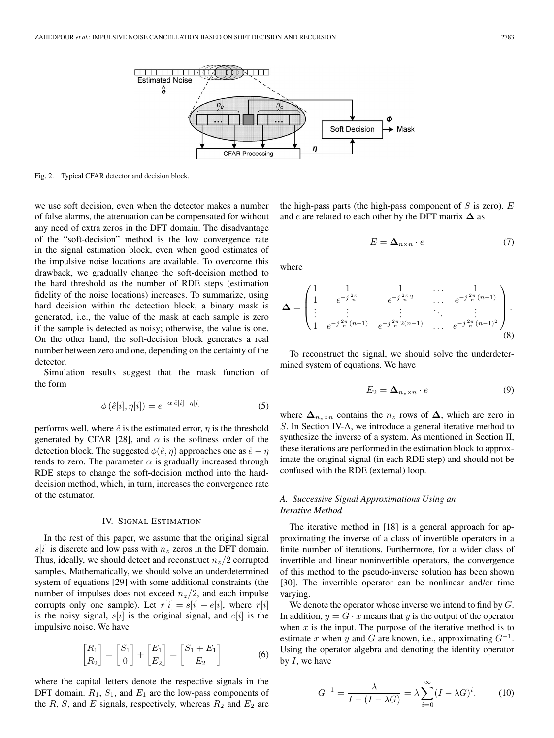Fig. 2. Typical CFAR detector and decision block.

we use soft decision, even when the detector makes a number of false alarms, the attenuation can be compensated for without any need of extra zeros in the DFT domain. The disadvantage of the "soft-decision" method is the low convergence rate in the signal estimation block, even when good estimates of the impulsive noise locations are available. To overcome this drawback, we gradually change the soft-decision method to the hard threshold as the number of RDE steps (estimation fidelity of the noise locations) increases. To summarize, using hard decision within the detection block, a binary mask is generated, i.e., the value of the mask at each sample is zero if the sample is detected as noisy; otherwise, the value is one. On the other hand, the soft-decision block generates a real number between zero and one, depending on the certainty of the detector.

Simulation results suggest that the mask function of the form

$$\phi\left(\hat{e}[i], \eta[i]\right) = e^{-\alpha|\hat{e}[i]-\eta[i]|} \tag{5}$$

performs well, where $\hat{e}$ is the estimated error, $\eta$ is the threshold generated by CFAR [28], and $\alpha$ is the softness order of the detection block. The suggested $\phi(\hat{e}, \eta)$ approaches one as $\hat{e} - \eta$ tends to zero. The parameter $\alpha$ is gradually increased through RDE steps to change the soft-decision method into the hard-decision method, which, in turn, increases the convergence rate of the estimator.

## IV. Signal Estimation

In the rest of this paper, we assume that the original signal $s[i]$ is discrete and low pass with $n_z$ zeros in the DFT domain. Thus, ideally, we should detect and reconstruct $n_z/2$ corrupted samples. Mathematically, we should solve an underdetermined system of equations [29] with some additional constraints (the number of impulses does not exceed $n_z/2$, and each impulse corrupts only one sample). Let $r[i] = s[i] + e[i]$, where $r[i]$ is the noisy signal, $s[i]$ is the original signal, and $e[i]$ is the impulsive noise. We have

$$\begin{bmatrix} R_1 \\ R_2 \end{bmatrix} = \begin{bmatrix} S_1 \\ 0 \end{bmatrix} + \begin{bmatrix} E_1 \\ E_2 \end{bmatrix} = \begin{bmatrix} S_1 + E_1 \\ E_2 \end{bmatrix} \tag{6}$$

where the capital letters denote the respective signals in the DFT domain. $R_1$, $S_1$, and $E_1$ are the low-pass components of the $R$, $S$, and $E$ signals, respectively, whereas $R_2$ and $E_2$ are the high-pass parts (the high-pass component of $S$ is zero). $E$ and $e$ are related to each other by the DFT matrix $\mathbf{\Delta}$ as

$$E = \mathbf{\Delta}_{n \times n} \cdot e \tag{7}$$

where

$$\mathbf{\Delta} = \begin{pmatrix} 1 & 1 & 1 & \dots & 1 \\ 1 & e^{-j\frac{2\pi}{n}} & e^{-j\frac{2\pi}{n}2} & \dots & e^{-j\frac{2\pi}{n}(n-1)} \\ \vdots & \vdots & \vdots & \ddots & \vdots \\ 1 & e^{-j\frac{2\pi}{n}(n-1)} & e^{-j\frac{2\pi}{n}2(n-1)} & \dots & e^{-j\frac{2\pi}{n}(n-1)^2} \end{pmatrix}. \tag{8}$$

To reconstruct the signal, we should solve the underdetermined system of equations. We have

$$E_2 = \mathbf{\Delta}_{n_z \times n} \cdot e \tag{9}$$

where $\mathbf{\Delta}_{n_z \times n}$ contains the $n_z$ rows of $\mathbf{\Delta}$, which are zero in $S$. In Section IV-A, we introduce a general iterative method to synthesize the inverse of a system. As mentioned in Section II, these iterations are performed in the estimation block to approximate the original signal (in each RDE step) and should not be confused with the RDE (external) loop.

### *A. Successive Signal Approximations Using an Iterative Method*

The iterative method in [18] is a general approach for approximating the inverse of a class of invertible operators in a finite number of iterations. Furthermore, for a wider class of invertible and linear noninvertible operators, the convergence of this method to the pseudo-inverse solution has been shown [30]. The invertible operator can be nonlinear and/or time varying.

We denote the operator whose inverse we intend to find by $G$. In addition, $y = G \cdot x$ means that $y$ is the output of the operator when $x$ is the input. The purpose of the iterative method is to estimate $x$ when $y$ and $G$ are known, i.e., approximating $G^{-1}$. Using the operator algebra and denoting the identity operator by $I$, we have

$$G^{-1} = \frac{\lambda}{I - (I - \lambda G)} = \lambda \sum_{i=0}^{\infty} (I - \lambda G)^i. \tag{10}$$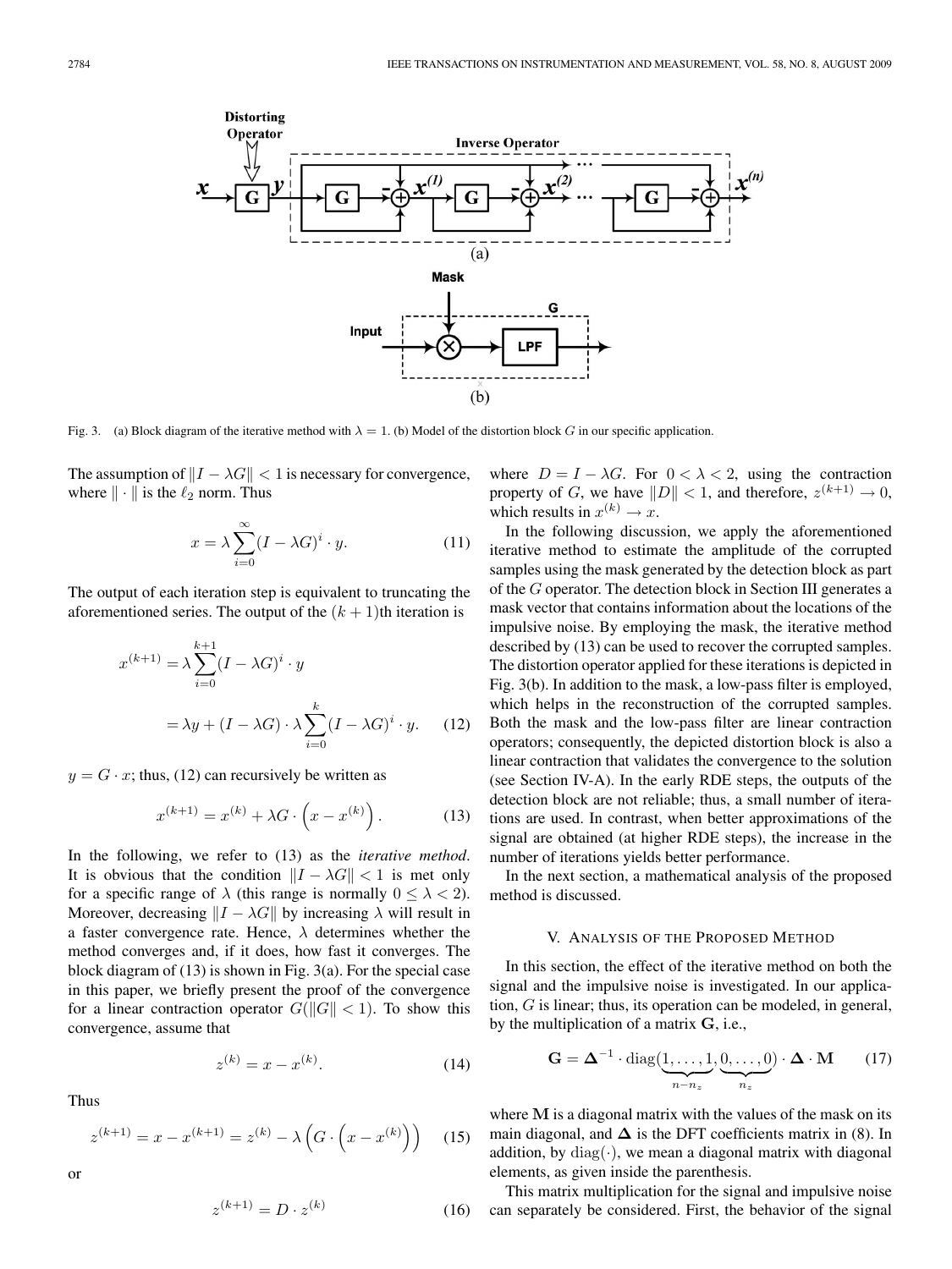Fig. 3. (a) Block diagram of the iterative method with $\lambda = 1$. (b) Model of the distortion block $G$ in our specific application.

The assumption of $\|I - \lambda G\| < 1$ is necessary for convergence, where $\|\cdot\|$ is the $\ell_2$ norm. Thus

$$x = \lambda \sum_{i=0}^{\infty} (I - \lambda G)^i \cdot y. \tag{11}$$

The output of each iteration step is equivalent to truncating the aforementioned series. The output of the $(k+1)$th iteration is

$$\begin{aligned} x^{(k+1)} &= \lambda \sum_{i=0}^{k+1} (I - \lambda G)^i \cdot y \\ &= \lambda y + (I - \lambda G) \cdot \lambda \sum_{i=0}^{k} (I - \lambda G)^i \cdot y. \end{aligned} \tag{12}$$

$y = G \cdot x$; thus, (12) can recursively be written as

$$x^{(k+1)} = x^{(k)} + \lambda G \cdot \left(x - x^{(k)}\right). \tag{13}$$

In the following, we refer to (13) as the *iterative method*. It is obvious that the condition $\|I - \lambda G\| < 1$ is met only for a specific range of $\lambda$ (this range is normally $0 \leq \lambda < 2$). Moreover, decreasing $\|I - \lambda G\|$ by increasing $\lambda$ will result in a faster convergence rate. Hence, $\lambda$ determines whether the method converges and, if it does, how fast it converges. The block diagram of (13) is shown in Fig. 3(a). For the special case in this paper, we briefly present the proof of the convergence for a linear contraction operator $G(\|G\| < 1)$. To show this convergence, assume that

$$z^{(k)} = x - x^{(k)}. \tag{14}$$

Thus

$$z^{(k+1)} = x - x^{(k+1)} = z^{(k)} - \lambda \left(G \cdot \left(x - x^{(k)}\right)\right) \tag{15}$$

or

$$z^{(k+1)} = D \cdot z^{(k)} \tag{16}$$

where $D = I - \lambda G$. For $0 < \lambda < 2$, using the contraction property of $G$, we have $\|D\| < 1$, and therefore, $z^{(k+1)} \to 0$, which results in $x^{(k)} \to x$.

In the following discussion, we apply the aforementioned iterative method to estimate the amplitude of the corrupted samples using the mask generated by the detection block as part of the $G$ operator. The detection block in Section III generates a mask vector that contains information about the locations of the impulsive noise. By employing the mask, the iterative method described by (13) can be used to recover the corrupted samples. The distortion operator applied for these iterations is depicted in Fig. 3(b). In addition to the mask, a low-pass filter is employed, which helps in the reconstruction of the corrupted samples. Both the mask and the low-pass filter are linear contraction operators; consequently, the depicted distortion block is also a linear contraction that validates the convergence to the solution (see Section IV-A). In the early RDE steps, the outputs of the detection block are not reliable; thus, a small number of iterations are used. In contrast, when better approximations of the signal are obtained (at higher RDE steps), the increase in the number of iterations yields better performance.

In the next section, a mathematical analysis of the proposed method is discussed.

## V. Analysis of the Proposed Method

In this section, the effect of the iterative method on both the signal and the impulsive noise is investigated. In our application, $G$ is linear; thus, its operation can be modeled, in general, by the multiplication of a matrix $\mathbf{G}$, i.e.,

$$\mathbf{G} = \mathbf{\Delta}^{-1} \cdot \mathrm{diag}(\underbrace{1, \ldots, 1}_{n-n_z}, \underbrace{0, \ldots, 0}_{n_z}) \cdot \mathbf{\Delta} \cdot \mathbf{M} \tag{17}$$

where $\mathbf{M}$ is a diagonal matrix with the values of the mask on its main diagonal, and $\mathbf{\Delta}$ is the DFT coefficients matrix in (8). In addition, by $\mathrm{diag}(\cdot)$, we mean a diagonal matrix with diagonal elements, as given inside the parenthesis.

This matrix multiplication for the signal and impulsive noise can separately be considered. First, the behavior of the signal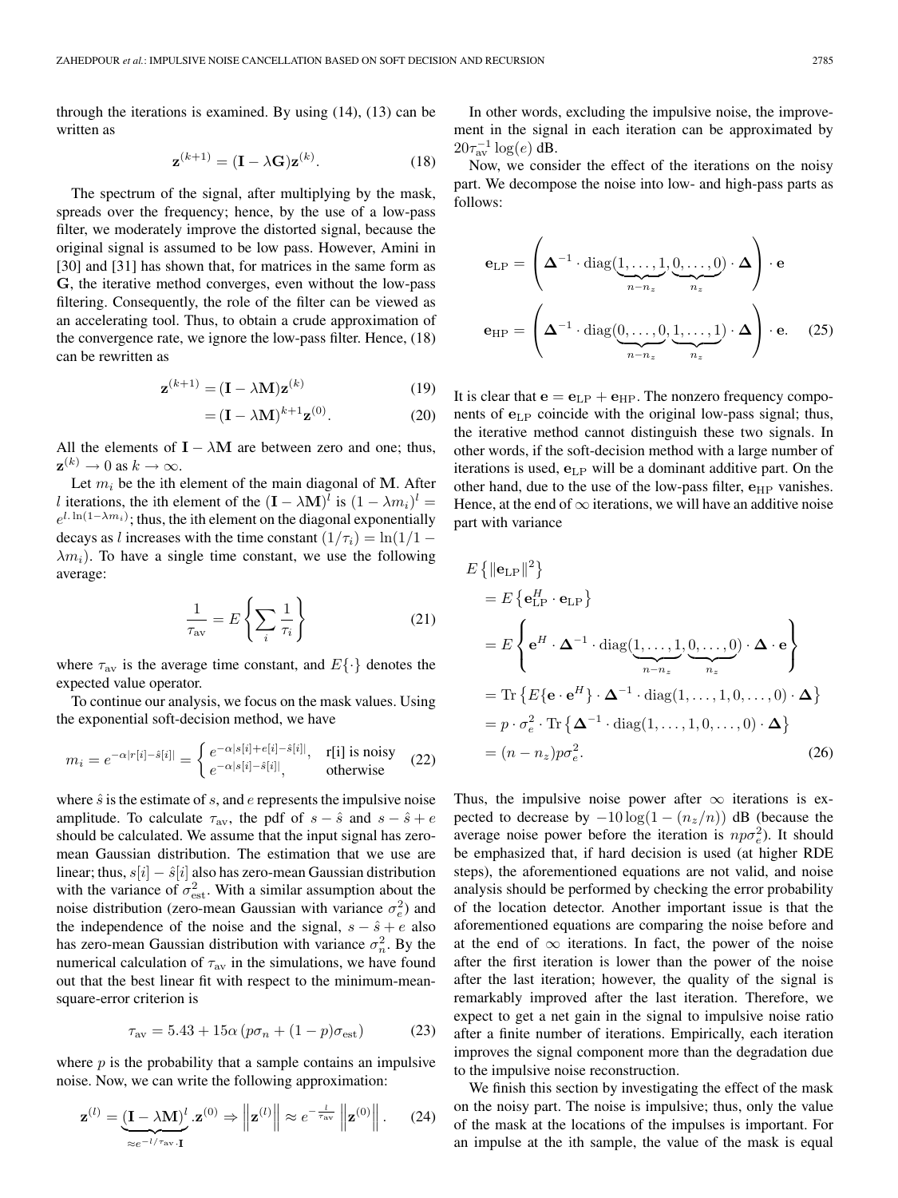through the iterations is examined. By using (14), (13) can be written as

$$\mathbf{z}^{(k+1)} = (\mathbf{I} - \lambda \mathbf{G})\mathbf{z}^{(k)}. \tag{18}$$

The spectrum of the signal, after multiplying by the mask, spreads over the frequency; hence, by the use of a low-pass filter, we moderately improve the distorted signal, because the original signal is assumed to be low pass. However, Amini in [30] and [31] has shown that, for matrices in the same form as $\mathbf{G}$, the iterative method converges, even without the low-pass filtering. Consequently, the role of the filter can be viewed as an accelerating tool. Thus, to obtain a crude approximation of the convergence rate, we ignore the low-pass filter. Hence, (18) can be rewritten as

$$\mathbf{z}^{(k+1)} = (\mathbf{I} - \lambda \mathbf{M})\mathbf{z}^{(k)} \tag{19}$$

$$= (\mathbf{I} - \lambda \mathbf{M})^{k+1}\mathbf{z}^{(0)}. \tag{20}$$

All the elements of $\mathbf{I} - \lambda \mathbf{M}$ are between zero and one; thus, $\mathbf{z}^{(k)} \to 0$ as $k \to \infty$.

Let $m_i$ be the ith element of the main diagonal of $\mathbf{M}$. After $l$ iterations, the ith element of the $(\mathbf{I} - \lambda \mathbf{M})^l$ is $(1 - \lambda m_i)^l = e^{l.\ln(1-\lambda m_i)}$; thus, the ith element on the diagonal exponentially decays as $l$ increases with the time constant $(1/\tau_i) = \ln(1/1 - \lambda m_i)$. To have a single time constant, we use the following average:

$$\frac{1}{\tau_{\mathrm{av}}} = E\left\{\sum_i \frac{1}{\tau_i}\right\} \tag{21}$$

where $\tau_{\mathrm{av}}$ is the average time constant, and $E\{\cdot\}$ denotes the expected value operator.

To continue our analysis, we focus on the mask values. Using the exponential soft-decision method, we have

$$m_i = e^{-\alpha|r[i]-\hat{s}[i]|} = \begin{cases} e^{-\alpha|s[i]+e[i]-\hat{s}[i]|}, & \text{r[i] is noisy} \\ e^{-\alpha|s[i]-\hat{s}[i]|}, & \text{otherwise} \end{cases} \tag{22}$$

where $\hat{s}$ is the estimate of $s$, and $e$ represents the impulsive noise amplitude. To calculate $\tau_{\mathrm{av}}$, the pdf of $s - \hat{s}$ and $s - \hat{s} + e$ should be calculated. We assume that the input signal has zero-mean Gaussian distribution. The estimation that we use are linear; thus, $s[i] - \hat{s}[i]$ also has zero-mean Gaussian distribution with the variance of $\sigma^2_{\mathrm{est}}$. With a similar assumption about the noise distribution (zero-mean Gaussian with variance $\sigma_e^2$) and the independence of the noise and the signal, $s - \hat{s} + e$ also has zero-mean Gaussian distribution with variance $\sigma_n^2$. By the numerical calculation of $\tau_{\mathrm{av}}$ in the simulations, we have found out that the best linear fit with respect to the minimum-mean-square-error criterion is

$$\tau_{\mathrm{av}} = 5.43 + 15\alpha\left(p\sigma_n + (1-p)\sigma_{\mathrm{est}}\right) \tag{23}$$

where $p$ is the probability that a sample contains an impulsive noise. Now, we can write the following approximation:

$$\mathbf{z}^{(l)} = \underbrace{(\mathbf{I} - \lambda \mathbf{M})^l}_{\approx e^{-l/\tau_{\mathrm{av}}}\cdot \mathbf{I}}.\mathbf{z}^{(0)} \Rightarrow \left\|\mathbf{z}^{(l)}\right\| \approx e^{-\frac{l}{\tau_{\mathrm{av}}}}\left\|\mathbf{z}^{(0)}\right\|. \tag{24}$$

In other words, excluding the impulsive noise, the improvement in the signal in each iteration can be approximated by $20\tau_{\mathrm{av}}^{-1}\log(e)$ dB.

Now, we consider the effect of the iterations on the noisy part. We decompose the noise into low- and high-pass parts as follows:

$$\mathbf{e}_{\mathrm{LP}} = \left(\mathbf{\Delta}^{-1} \cdot \mathrm{diag}(\underbrace{1,\ldots,1}_{n-n_z},\underbrace{0,\ldots,0}_{n_z}) \cdot \mathbf{\Delta}\right) \cdot \mathbf{e}$$

$$\mathbf{e}_{\mathrm{HP}} = \left(\mathbf{\Delta}^{-1} \cdot \mathrm{diag}(\underbrace{0,\ldots,0}_{n-n_z},\underbrace{1,\ldots,1}_{n_z}) \cdot \mathbf{\Delta}\right) \cdot \mathbf{e}. \tag{25}$$

It is clear that $\mathbf{e} = \mathbf{e}_{\mathrm{LP}} + \mathbf{e}_{\mathrm{HP}}$. The nonzero frequency components of $\mathbf{e}_{\mathrm{LP}}$ coincide with the original low-pass signal; thus, the iterative method cannot distinguish these two signals. In other words, if the soft-decision method with a large number of iterations is used, $\mathbf{e}_{\mathrm{LP}}$ will be a dominant additive part. On the other hand, due to the use of the low-pass filter, $\mathbf{e}_{\mathrm{HP}}$ vanishes. Hence, at the end of $\infty$ iterations, we will have an additive noise part with variance

$$\begin{aligned}
&E\left\{\|\mathbf{e}_{\mathrm{LP}}\|^2\right\} \\
&= E\left\{\mathbf{e}_{\mathrm{LP}}^H \cdot \mathbf{e}_{\mathrm{LP}}\right\} \\
&= E\left\{\mathbf{e}^H \cdot \mathbf{\Delta}^{-1} \cdot \mathrm{diag}(\underbrace{1,\ldots,1}_{n-n_z},\underbrace{0,\ldots,0}_{n_z}) \cdot \mathbf{\Delta} \cdot \mathbf{e}\right\} \\
&= \mathrm{Tr}\left\{E\{\mathbf{e}\cdot\mathbf{e}^H\} \cdot \mathbf{\Delta}^{-1} \cdot \mathrm{diag}(1,\ldots,1,0,\ldots,0) \cdot \mathbf{\Delta}\right\} \\
&= p \cdot \sigma_e^2 \cdot \mathrm{Tr}\left\{\mathbf{\Delta}^{-1} \cdot \mathrm{diag}(1,\ldots,1,0,\ldots,0) \cdot \mathbf{\Delta}\right\} \\
&= (n - n_z)p\sigma_e^2.
\end{aligned} \tag{26}$$

Thus, the impulsive noise power after $\infty$ iterations is expected to decrease by $-10\log(1 - (n_z/n))$ dB (because the average noise power before the iteration is $np\sigma_e^2$). It should be emphasized that, if hard decision is used (at higher RDE steps), the aforementioned equations are not valid, and noise analysis should be performed by checking the error probability of the location detector. Another important issue is that the aforementioned equations are comparing the noise before and at the end of $\infty$ iterations. In fact, the power of the noise after the first iteration is lower than the power of the noise after the last iteration; however, the quality of the signal is remarkably improved after the last iteration. Therefore, we expect to get a net gain in the signal to impulsive noise ratio after a finite number of iterations. Empirically, each iteration improves the signal component more than the degradation due to the impulsive noise reconstruction.

We finish this section by investigating the effect of the mask on the noisy part. The noise is impulsive; thus, only the value of the mask at the locations of the impulses is important. For an impulse at the ith sample, the value of the mask is equal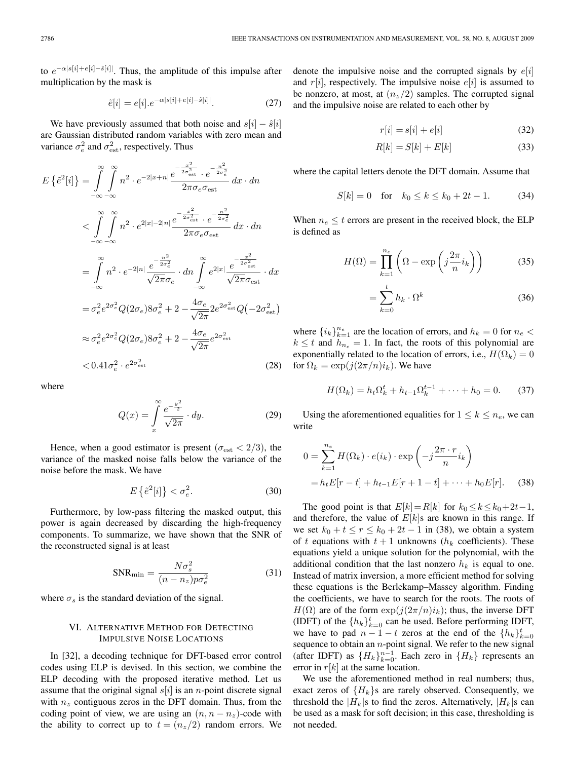to $e^{-\alpha|s[i]+e[i]-\hat{s}[i]|}$. Thus, the amplitude of this impulse after multiplication by the mask is

$$\tilde{e}[i] = e[i].e^{-\alpha|s[i]+e[i]-\hat{s}[i]|}. \tag{27}$$

We have previously assumed that both noise and $s[i] - \hat{s}[i]$ are Gaussian distributed random variables with zero mean and variance $\sigma_e^2$ and $\sigma_{\text{est}}^2$, respectively. Thus

$$\begin{aligned}
E\left\{\tilde{e}^2[i]\right\} &= \int_{-\infty}^{\infty}\int_{-\infty}^{\infty} n^2 \cdot e^{-2|x+n|} \frac{e^{-\frac{x^2}{2\sigma_{\text{est}}^2}} \cdot e^{-\frac{n^2}{2\sigma_e^2}}}{2\pi\sigma_e\sigma_{\text{est}}}\, dx \cdot dn \\
&< \int_{-\infty}^{\infty}\int_{-\infty}^{\infty} n^2 \cdot e^{2|x|-2|n|} \frac{e^{-\frac{x^2}{2\sigma_{\text{est}}^2}} \cdot e^{-\frac{n^2}{2\sigma_e^2}}}{2\pi\sigma_e\sigma_{\text{est}}}\, dx \cdot dn \\
&= \int_{-\infty}^{\infty} n^2 \cdot e^{-2|n|} \frac{e^{-\frac{n^2}{2\sigma_e^2}}}{\sqrt{2\pi}\sigma_e} \cdot dn \int_{-\infty}^{\infty} e^{2|x|} \frac{e^{-\frac{x^2}{2\sigma_{\text{est}}^2}}}{\sqrt{2\pi}\sigma_{\text{est}}} \cdot dx \\
&= \sigma_e^2 e^{2\sigma_e^2} Q(2\sigma_e) 8\sigma_e^2 + 2 - \frac{4\sigma_e}{\sqrt{2\pi}} 2e^{2\sigma_{\text{est}}^2} Q\left(-2\sigma_{\text{est}}^2\right) \\
&\approx \sigma_e^2 e^{2\sigma_e^2} Q(2\sigma_e) 8\sigma_e^2 + 2 - \frac{4\sigma_e}{\sqrt{2\pi}} e^{2\sigma_{\text{est}}^2} \\
&< 0.41\sigma_e^2 \cdot e^{2\sigma_{\text{est}}^2}
\end{aligned} \tag{28}$$

where

$$Q(x) = \int_x^{\infty} \frac{e^{-\frac{y^2}{2}}}{\sqrt{2\pi}} \cdot dy. \tag{29}$$

Hence, when a good estimator is present ($\sigma_{\text{est}} < 2/3$), the variance of the masked noise falls below the variance of the noise before the mask. We have

$$E\left\{\tilde{e}^2[i]\right\} < \sigma_e^2. \tag{30}$$

Furthermore, by low-pass filtering the masked output, this power is again decreased by discarding the high-frequency components. To summarize, we have shown that the SNR of the reconstructed signal is at least

$$\text{SNR}_{\min} = \frac{N\sigma_s^2}{(n-n_z)p\sigma_e^2} \tag{31}$$

where $\sigma_s$ is the standard deviation of the signal.

## VI. Alternative Method for Detecting Impulsive Noise Locations

In [32], a decoding technique for DFT-based error control codes using ELP is devised. In this section, we combine the ELP decoding with the proposed iterative method. Let us assume that the original signal $s[i]$ is an $n$-point discrete signal with $n_z$ contiguous zeros in the DFT domain. Thus, from the coding point of view, we are using an $(n, n-n_z)$-code with the ability to correct up to $t = (n_z/2)$ random errors. We denote the impulsive noise and the corrupted signals by $e[i]$ and $r[i]$, respectively. The impulsive noise $e[i]$ is assumed to be nonzero, at most, at $(n_z/2)$ samples. The corrupted signal and the impulsive noise are related to each other by

$$r[i] = s[i] + e[i] \tag{32}$$

$$R[k] = S[k] + E[k] \tag{33}$$

where the capital letters denote the DFT domain. Assume that

$$S[k] = 0 \quad \text{for} \quad k_0 \le k \le k_0 + 2t - 1. \tag{34}$$

When $n_e \le t$ errors are present in the received block, the ELP is defined as

$$H(\Omega) = \prod_{k=1}^{n_e}\left(\Omega - \exp\left(j\frac{2\pi}{n}i_k\right)\right) \tag{35}$$

$$= \sum_{k=0}^{t} h_k \cdot \Omega^k \tag{36}$$

where $\{i_k\}_{k=1}^{n_e}$ are the location of errors, and $h_k = 0$ for $n_e < k \le t$ and $h_{n_e} = 1$. In fact, the roots of this polynomial are exponentially related to the location of errors, i.e., $H(\Omega_k) = 0$ for $\Omega_k = \exp(j(2\pi/n)i_k)$. We have

$$H(\Omega_k) = h_t\Omega_k^t + h_{t-1}\Omega_k^{t-1} + \cdots + h_0 = 0. \tag{37}$$

Using the aforementioned equalities for $1 \le k \le n_e$, we can write

$$\begin{aligned}
0 &= \sum_{k=1}^{n_e} H(\Omega_k) \cdot e(i_k) \cdot \exp\left(-j\frac{2\pi \cdot r}{n}i_k\right) \\
&= h_t E[r-t] + h_{t-1}E[r+1-t] + \cdots + h_0 E[r].
\end{aligned} \tag{38}$$

The good point is that $E[k] = R[k]$ for $k_0 \le k \le k_0 + 2t - 1$, and therefore, the value of $E[k]$s are known in this range. If we set $k_0 + t \le r \le k_0 + 2t - 1$ in (38), we obtain a system of $t$ equations with $t+1$ unknowns ($h_k$ coefficients). These equations yield a unique solution for the polynomial, with the additional condition that the last nonzero $h_k$ is equal to one. Instead of matrix inversion, a more efficient method for solving these equations is the Berlekamp–Massey algorithm. Finding the coefficients, we have to search for the roots. The roots of $H(\Omega)$ are of the form $\exp(j(2\pi/n)i_k)$; thus, the inverse DFT (IDFT) of the $\{h_k\}_{k=0}^{t}$ can be used. Before performing IDFT, we have to pad $n-1-t$ zeros at the end of the $\{h_k\}_{k=0}^{t}$ sequence to obtain an $n$-point signal. We refer to the new signal (after IDFT) as $\{H_k\}_{k=0}^{n-1}$. Each zero in $\{H_k\}$ represents an error in $r[k]$ at the same location.

We use the aforementioned method in real numbers; thus, exact zeros of $\{H_k\}$s are rarely observed. Consequently, we threshold the $|H_k|$s to find the zeros. Alternatively, $|H_k|$s can be used as a mask for soft decision; in this case, thresholding is not needed.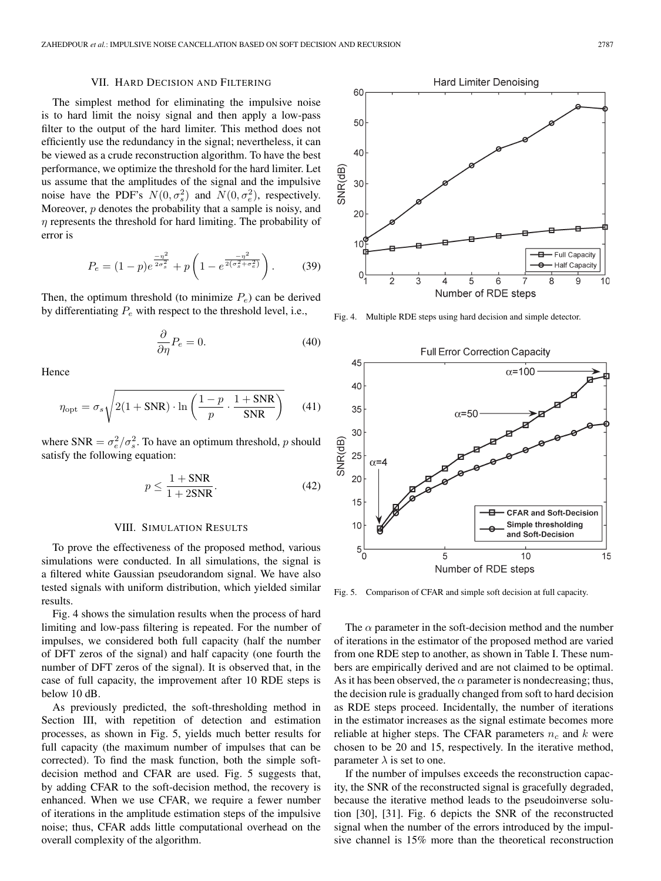## VII. Hard Decision and Filtering

The simplest method for eliminating the impulsive noise is to hard limit the noisy signal and then apply a low-pass filter to the output of the hard limiter. This method does not efficiently use the redundancy in the signal; nevertheless, it can be viewed as a crude reconstruction algorithm. To have the best performance, we optimize the threshold for the hard limiter. Let us assume that the amplitudes of the signal and the impulsive noise have the PDF's $N(0, \sigma_s^2)$ and $N(0, \sigma_e^2)$, respectively. Moreover, $p$ denotes the probability that a sample is noisy, and $\eta$ represents the threshold for hard limiting. The probability of error is

$$P_e = (1-p)e^{\frac{-\eta^2}{2\sigma_s^2}} + p\left(1 - e^{\frac{-\eta^2}{2(\sigma_s^2+\sigma_e^2)}}\right). \tag{39}$$

Then, the optimum threshold (to minimize $P_e$) can be derived by differentiating $P_e$ with respect to the threshold level, i.e.,

$$\frac{\partial}{\partial \eta} P_e = 0. \tag{40}$$

Hence

$$\eta_{\text{opt}} = \sigma_s \sqrt{2(1+\text{SNR}) \cdot \ln\left(\frac{1-p}{p} \cdot \frac{1+\text{SNR}}{\text{SNR}}\right)} \tag{41}$$

where $\text{SNR} = \sigma_e^2/\sigma_s^2$. To have an optimum threshold, $p$ should satisfy the following equation:

$$p \leq \frac{1+\text{SNR}}{1+2\text{SNR}}. \tag{42}$$

## VIII. Simulation Results

To prove the effectiveness of the proposed method, various simulations were conducted. In all simulations, the signal is a filtered white Gaussian pseudorandom signal. We have also tested signals with uniform distribution, which yielded similar results.

Fig. 4 shows the simulation results when the process of hard limiting and low-pass filtering is repeated. For the number of impulses, we considered both full capacity (half the number of DFT zeros of the signal) and half capacity (one fourth the number of DFT zeros of the signal). It is observed that, in the case of full capacity, the improvement after 10 RDE steps is below 10 dB.

As previously predicted, the soft-thresholding method in Section III, with repetition of detection and estimation processes, as shown in Fig. 5, yields much better results for full capacity (the maximum number of impulses that can be corrected). To find the mask function, both the simple soft-decision method and CFAR are used. Fig. 5 suggests that, by adding CFAR to the soft-decision method, the recovery is enhanced. When we use CFAR, we require a fewer number of iterations in the amplitude estimation steps of the impulsive noise; thus, CFAR adds little computational overhead on the overall complexity of the algorithm.

Fig. 4. Multiple RDE steps using hard decision and simple detector.

Fig. 5. Comparison of CFAR and simple soft decision at full capacity.

The $\alpha$ parameter in the soft-decision method and the number of iterations in the estimator of the proposed method are varied from one RDE step to another, as shown in Table I. These numbers are empirically derived and are not claimed to be optimal. As it has been observed, the $\alpha$ parameter is nondecreasing; thus, the decision rule is gradually changed from soft to hard decision as RDE steps proceed. Incidentally, the number of iterations in the estimator increases as the signal estimate becomes more reliable at higher steps. The CFAR parameters $n_c$ and $k$ were chosen to be 20 and 15, respectively. In the iterative method, parameter $\lambda$ is set to one.

If the number of impulses exceeds the reconstruction capacity, the SNR of the reconstructed signal is gracefully degraded, because the iterative method leads to the pseudoinverse solution [30], [31]. Fig. 6 depicts the SNR of the reconstructed signal when the number of the errors introduced by the impulsive channel is 15% more than the theoretical reconstruction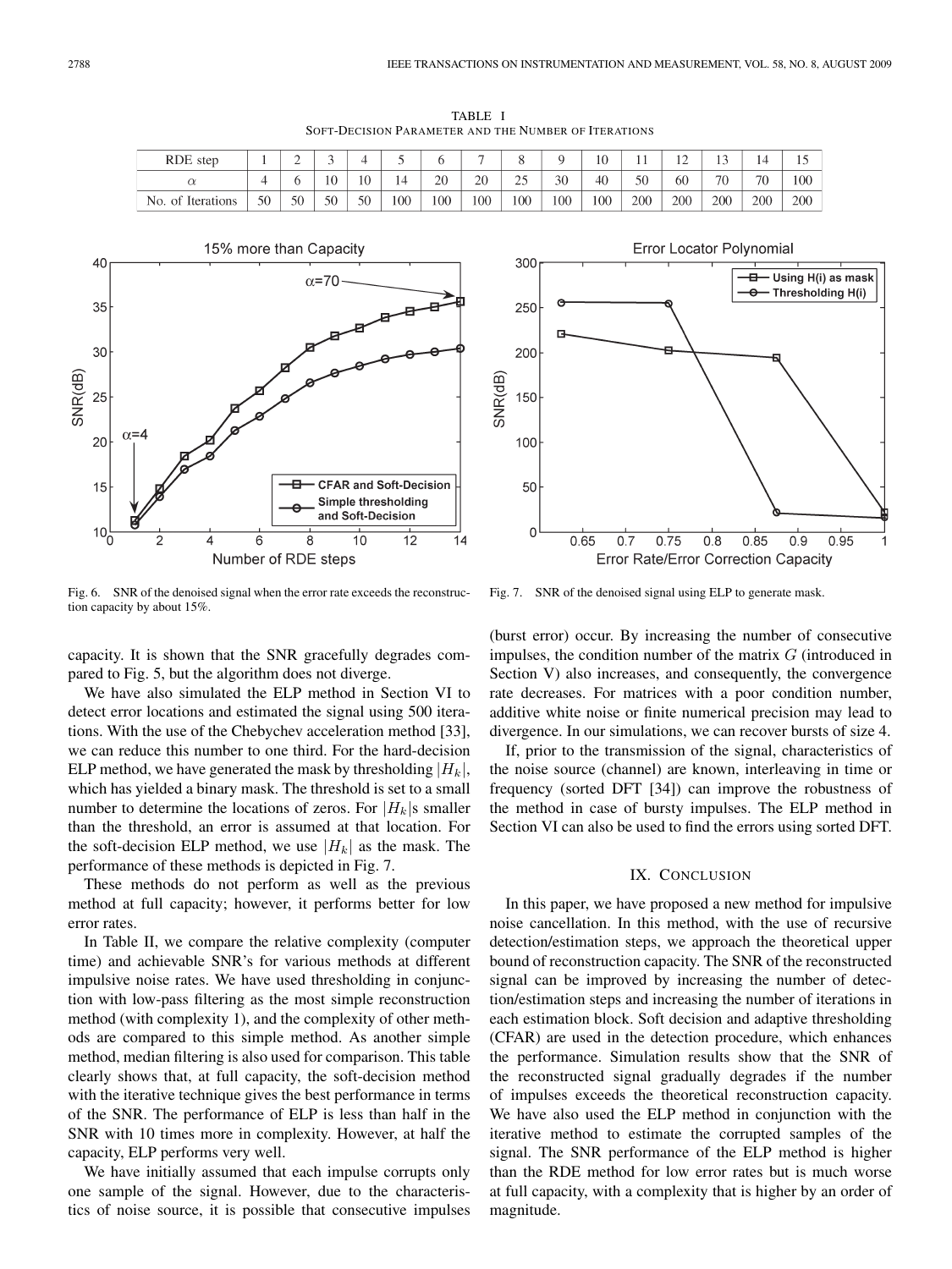TABLE I
SOFT-DECISION PARAMETER AND THE NUMBER OF ITERATIONS

| RDE step | 1 | 2 | 3 | 4 | 5 | 6 | 7 | 8 | 9 | 10 | 11 | 12 | 13 | 14 | 15 |
|---|---|---|---|---|---|---|---|---|---|---|---|---|---|---|---|
| $\alpha$ | 4 | 6 | 10 | 10 | 14 | 20 | 20 | 25 | 30 | 40 | 50 | 60 | 70 | 70 | 100 |
| No. of Iterations | 50 | 50 | 50 | 50 | 100 | 100 | 100 | 100 | 100 | 100 | 200 | 200 | 200 | 200 | 200 |

15% more than Capacity
SNR(dB)
Number of RDE steps
α=70
α=4
CFAR and Soft-Decision
Simple thresholding and Soft-Decision

Fig. 6. SNR of the denoised signal when the error rate exceeds the reconstruction capacity by about 15%.

Error Locator Polynomial
SNR(dB)
Error Rate/Error Correction Capacity
Using H(i) as mask
Thresholding H(i)

Fig. 7. SNR of the denoised signal using ELP to generate mask.

capacity. It is shown that the SNR gracefully degrades compared to Fig. 5, but the algorithm does not diverge.

We have also simulated the ELP method in Section VI to detect error locations and estimated the signal using 500 iterations. With the use of the Chebychev acceleration method [33], we can reduce this number to one third. For the hard-decision ELP method, we have generated the mask by thresholding $|H_k|$, which has yielded a binary mask. The threshold is set to a small number to determine the locations of zeros. For $|H_k|$s smaller than the threshold, an error is assumed at that location. For the soft-decision ELP method, we use $|H_k|$ as the mask. The performance of these methods is depicted in Fig. 7.

These methods do not perform as well as the previous method at full capacity; however, it performs better for low error rates.

In Table II, we compare the relative complexity (computer time) and achievable SNR's for various methods at different impulsive noise rates. We have used thresholding in conjunction with low-pass filtering as the most simple reconstruction method (with complexity 1), and the complexity of other methods are compared to this simple method. As another simple method, median filtering is also used for comparison. This table clearly shows that, at full capacity, the soft-decision method with the iterative technique gives the best performance in terms of the SNR. The performance of ELP is less than half in the SNR with 10 times more in complexity. However, at half the capacity, ELP performs very well.

We have initially assumed that each impulse corrupts only one sample of the signal. However, due to the characteristics of noise source, it is possible that consecutive impulses (burst error) occur. By increasing the number of consecutive impulses, the condition number of the matrix $G$ (introduced in Section V) also increases, and consequently, the convergence rate decreases. For matrices with a poor condition number, additive white noise or finite numerical precision may lead to divergence. In our simulations, we can recover bursts of size 4.

If, prior to the transmission of the signal, characteristics of the noise source (channel) are known, interleaving in time or frequency (sorted DFT [34]) can improve the robustness of the method in case of bursty impulses. The ELP method in Section VI can also be used to find the errors using sorted DFT.

## IX. CONCLUSION

In this paper, we have proposed a new method for impulsive noise cancellation. In this method, with the use of recursive detection/estimation steps, we approach the theoretical upper bound of reconstruction capacity. The SNR of the reconstructed signal can be improved by increasing the number of detection/estimation steps and increasing the number of iterations in each estimation block. Soft decision and adaptive thresholding (CFAR) are used in the detection procedure, which enhances the performance. Simulation results show that the SNR of the reconstructed signal gradually degrades if the number of impulses exceeds the theoretical reconstruction capacity. We have also used the ELP method in conjunction with the iterative method to estimate the corrupted samples of the signal. The SNR performance of the ELP method is higher than the RDE method for low error rates but is much worse at full capacity, with a complexity that is higher by an order of magnitude.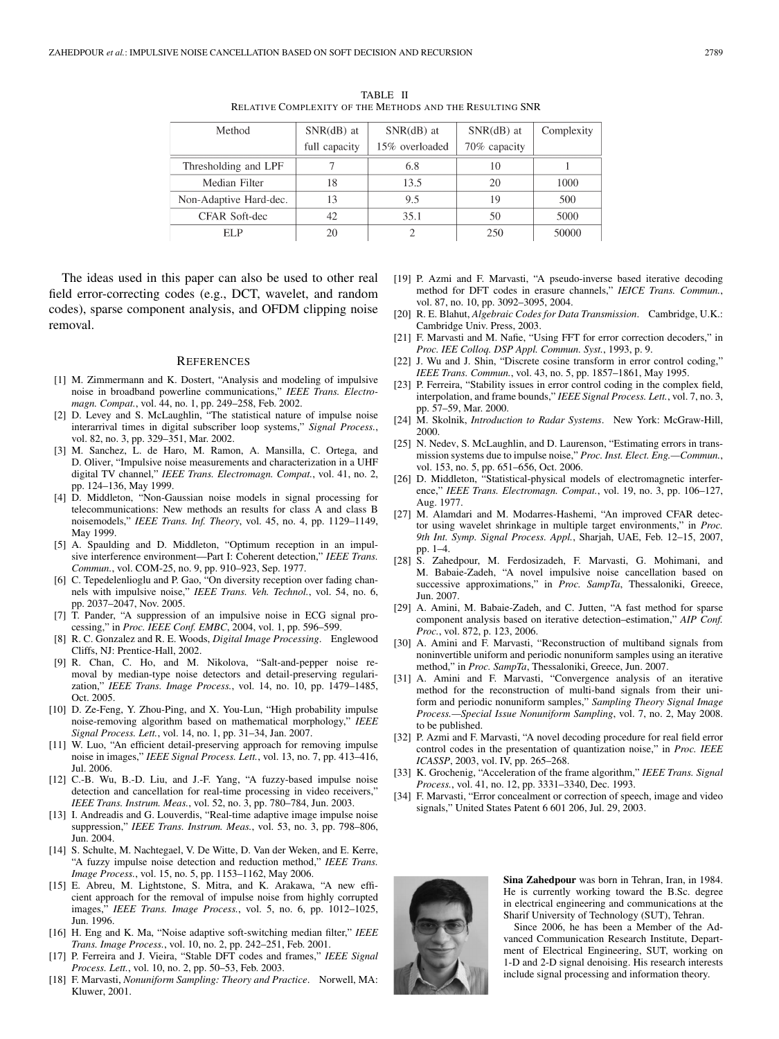TABLE II

RELATIVE COMPLEXITY OF THE METHODS AND THE RESULTING SNR

| Method | SNR(dB) at full capacity | SNR(dB) at 15% overloaded | SNR(dB) at 70% capacity | Complexity |
|---|---|---|---|---|
| Thresholding and LPF | 7 | 6.8 | 10 | 1 |
| Median Filter | 18 | 13.5 | 20 | 1000 |
| Non-Adaptive Hard-dec. | 13 | 9.5 | 19 | 500 |
| CFAR Soft-dec | 42 | 35.1 | 50 | 5000 |
| ELP | 20 | 2 | 250 | 50000 |

The ideas used in this paper can also be used to other real field error-correcting codes (e.g., DCT, wavelet, and random codes), sparse component analysis, and OFDM clipping noise removal.

## REFERENCES

[1] M. Zimmermann and K. Dostert, "Analysis and modeling of impulsive noise in broadband powerline communications," *IEEE Trans. Electromagn. Compat.*, vol. 44, no. 1, pp. 249–258, Feb. 2002.

[2] D. Levey and S. McLaughlin, "The statistical nature of impulse noise interarrival times in digital subscriber loop systems," *Signal Process.*, vol. 82, no. 3, pp. 329–351, Mar. 2002.

[3] M. Sanchez, L. de Haro, M. Ramon, A. Mansilla, C. Ortega, and D. Oliver, "Impulsive noise measurements and characterization in a UHF digital TV channel," *IEEE Trans. Electromagn. Compat.*, vol. 41, no. 2, pp. 124–136, May 1999.

[4] D. Middleton, "Non-Gaussian noise models in signal processing for telecommunications: New methods an results for class A and class B noisemodels," *IEEE Trans. Inf. Theory*, vol. 45, no. 4, pp. 1129–1149, May 1999.

[5] A. Spaulding and D. Middleton, "Optimum reception in an impulsive interference environment—Part I: Coherent detection," *IEEE Trans. Commun.*, vol. COM-25, no. 9, pp. 910–923, Sep. 1977.

[6] C. Tepedelenlioglu and P. Gao, "On diversity reception over fading channels with impulsive noise," *IEEE Trans. Veh. Technol.*, vol. 54, no. 6, pp. 2037–2047, Nov. 2005.

[7] T. Pander, "A suppression of an impulsive noise in ECG signal processing," in *Proc. IEEE Conf. EMBC*, 2004, vol. 1, pp. 596–599.

[8] R. C. Gonzalez and R. E. Woods, *Digital Image Processing*. Englewood Cliffs, NJ: Prentice-Hall, 2002.

[9] R. Chan, C. Ho, and M. Nikolova, "Salt-and-pepper noise removal by median-type noise detectors and detail-preserving regularization," *IEEE Trans. Image Process.*, vol. 14, no. 10, pp. 1479–1485, Oct. 2005.

[10] D. Ze-Feng, Y. Zhou-Ping, and X. You-Lun, "High probability impulse noise-removing algorithm based on mathematical morphology," *IEEE Signal Process. Lett.*, vol. 14, no. 1, pp. 31–34, Jan. 2007.

[11] W. Luo, "An efficient detail-preserving approach for removing impulse noise in images," *IEEE Signal Process. Lett.*, vol. 13, no. 7, pp. 413–416, Jul. 2006.

[12] C.-B. Wu, B.-D. Liu, and J.-F. Yang, "A fuzzy-based impulse noise detection and cancellation for real-time processing in video receivers," *IEEE Trans. Instrum. Meas.*, vol. 52, no. 3, pp. 780–784, Jun. 2003.

[13] I. Andreadis and G. Louverdis, "Real-time adaptive image impulse noise suppression," *IEEE Trans. Instrum. Meas.*, vol. 53, no. 3, pp. 798–806, Jun. 2004.

[14] S. Schulte, M. Nachtegael, V. De Witte, D. Van der Weken, and E. Kerre, "A fuzzy impulse noise detection and reduction method," *IEEE Trans. Image Process.*, vol. 15, no. 5, pp. 1153–1162, May 2006.

[15] E. Abreu, M. Lightstone, S. Mitra, and K. Arakawa, "A new efficient approach for the removal of impulse noise from highly corrupted images," *IEEE Trans. Image Process.*, vol. 5, no. 6, pp. 1012–1025, Jun. 1996.

[16] H. Eng and K. Ma, "Noise adaptive soft-switching median filter," *IEEE Trans. Image Process.*, vol. 10, no. 2, pp. 242–251, Feb. 2001.

[17] P. Ferreira and J. Vieira, "Stable DFT codes and frames," *IEEE Signal Process. Lett.*, vol. 10, no. 2, pp. 50–53, Feb. 2003.

[18] F. Marvasti, *Nonuniform Sampling: Theory and Practice*. Norwell, MA: Kluwer, 2001.

[19] P. Azmi and F. Marvasti, "A pseudo-inverse based iterative decoding method for DFT codes in erasure channels," *IEICE Trans. Commun.*, vol. 87, no. 10, pp. 3092–3095, 2004.

[20] R. E. Blahut, *Algebraic Codes for Data Transmission*. Cambridge, U.K.: Cambridge Univ. Press, 2003.

[21] F. Marvasti and M. Nafie, "Using FFT for error correction decoders," in *Proc. IEE Colloq. DSP Appl. Commun. Syst.*, 1993, p. 9.

[22] J. Wu and J. Shin, "Discrete cosine transform in error control coding," *IEEE Trans. Commun.*, vol. 43, no. 5, pp. 1857–1861, May 1995.

[23] P. Ferreira, "Stability issues in error control coding in the complex field, interpolation, and frame bounds," *IEEE Signal Process. Lett.*, vol. 7, no. 3, pp. 57–59, Mar. 2000.

[24] M. Skolnik, *Introduction to Radar Systems*. New York: McGraw-Hill, 2000.

[25] N. Nedev, S. McLaughlin, and D. Laurenson, "Estimating errors in transmission systems due to impulse noise," *Proc. Inst. Elect. Eng.—Commun.*, vol. 153, no. 5, pp. 651–656, Oct. 2006.

[26] D. Middleton, "Statistical-physical models of electromagnetic interference," *IEEE Trans. Electromagn. Compat.*, vol. 19, no. 3, pp. 106–127, Aug. 1977.

[27] M. Alamdari and M. Modarres-Hashemi, "An improved CFAR detector using wavelet shrinkage in multiple target environments," in *Proc. 9th Int. Symp. Signal Process. Appl.*, Sharjah, UAE, Feb. 12–15, 2007, pp. 1–4.

[28] S. Zahedpour, M. Ferdosizadeh, F. Marvasti, G. Mohimani, and M. Babaie-Zadeh, "A novel impulsive noise cancellation based on successive approximations," in *Proc. SampTa*, Thessaloniki, Greece, Jun. 2007.

[29] A. Amini, M. Babaie-Zadeh, and C. Jutten, "A fast method for sparse component analysis based on iterative detection–estimation," *AIP Conf. Proc.*, vol. 872, p. 123, 2006.

[30] A. Amini and F. Marvasti, "Reconstruction of multiband signals from noninvertible uniform and periodic nonuniform samples using an iterative method," in *Proc. SampTa*, Thessaloniki, Greece, Jun. 2007.

[31] A. Amini and F. Marvasti, "Convergence analysis of an iterative method for the reconstruction of multi-band signals from their uniform and periodic nonuniform samples," *Sampling Theory Signal Image Process.—Special Issue Nonuniform Sampling*, vol. 7, no. 2, May 2008. to be published.

[32] P. Azmi and F. Marvasti, "A novel decoding procedure for real field error control codes in the presentation of quantization noise," in *Proc. IEEE ICASSP*, 2003, vol. IV, pp. 265–268.

[33] K. Grochenig, "Acceleration of the frame algorithm," *IEEE Trans. Signal Process.*, vol. 41, no. 12, pp. 3331–3340, Dec. 1993.

[34] F. Marvasti, "Error concealment or correction of speech, image and video signals," United States Patent 6 601 206, Jul. 29, 2003.

**Sina Zahedpour** was born in Tehran, Iran, in 1984. He is currently working toward the B.Sc. degree in electrical engineering and communications at the Sharif University of Technology (SUT), Tehran.

Since 2006, he has been a Member of the Advanced Communication Research Institute, Department of Electrical Engineering, SUT, working on 1-D and 2-D signal denoising. His research interests include signal processing and information theory.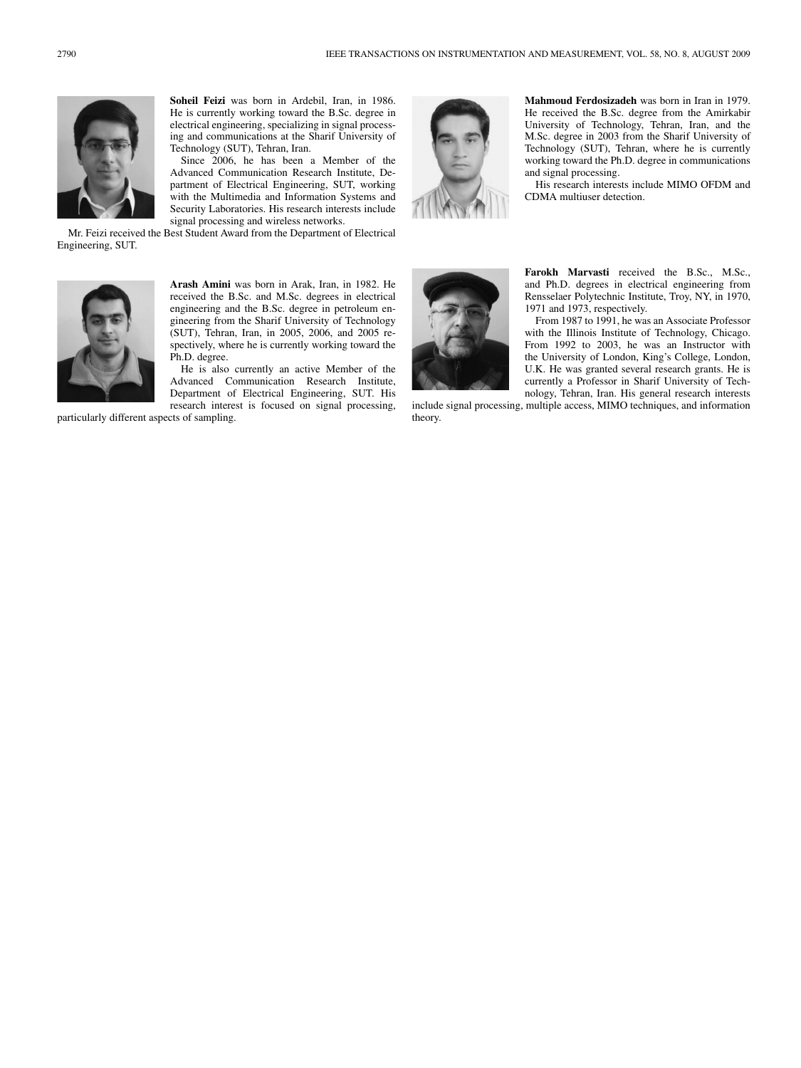**Soheil Feizi** was born in Ardebil, Iran, in 1986. He is currently working toward the B.Sc. degree in electrical engineering, specializing in signal processing and communications at the Sharif University of Technology (SUT), Tehran, Iran.

Since 2006, he has been a Member of the Advanced Communication Research Institute, Department of Electrical Engineering, SUT, working with the Multimedia and Information Systems and Security Laboratories. His research interests include signal processing and wireless networks.

Mr. Feizi received the Best Student Award from the Department of Electrical Engineering, SUT.

**Arash Amini** was born in Arak, Iran, in 1982. He received the B.Sc. and M.Sc. degrees in electrical engineering and the B.Sc. degree in petroleum engineering from the Sharif University of Technology (SUT), Tehran, Iran, in 2005, 2006, and 2005 respectively, where he is currently working toward the Ph.D. degree.

He is also currently an active Member of the Advanced Communication Research Institute, Department of Electrical Engineering, SUT. His research interest is focused on signal processing, particularly different aspects of sampling.

**Mahmoud Ferdosizadeh** was born in Iran in 1979. He received the B.Sc. degree from the Amirkabir University of Technology, Tehran, Iran, and the M.Sc. degree in 2003 from the Sharif University of Technology (SUT), Tehran, where he is currently working toward the Ph.D. degree in communications and signal processing.

His research interests include MIMO OFDM and CDMA multiuser detection.

**Farokh Marvasti** received the B.Sc., M.Sc., and Ph.D. degrees in electrical engineering from Rensselaer Polytechnic Institute, Troy, NY, in 1970, 1971 and 1973, respectively.

From 1987 to 1991, he was an Associate Professor with the Illinois Institute of Technology, Chicago. From 1992 to 2003, he was an Instructor with the University of London, King's College, London, U.K. He was granted several research grants. He is currently a Professor in Sharif University of Technology, Tehran, Iran. His general research interests include signal processing, multiple access, MIMO techniques, and information theory.